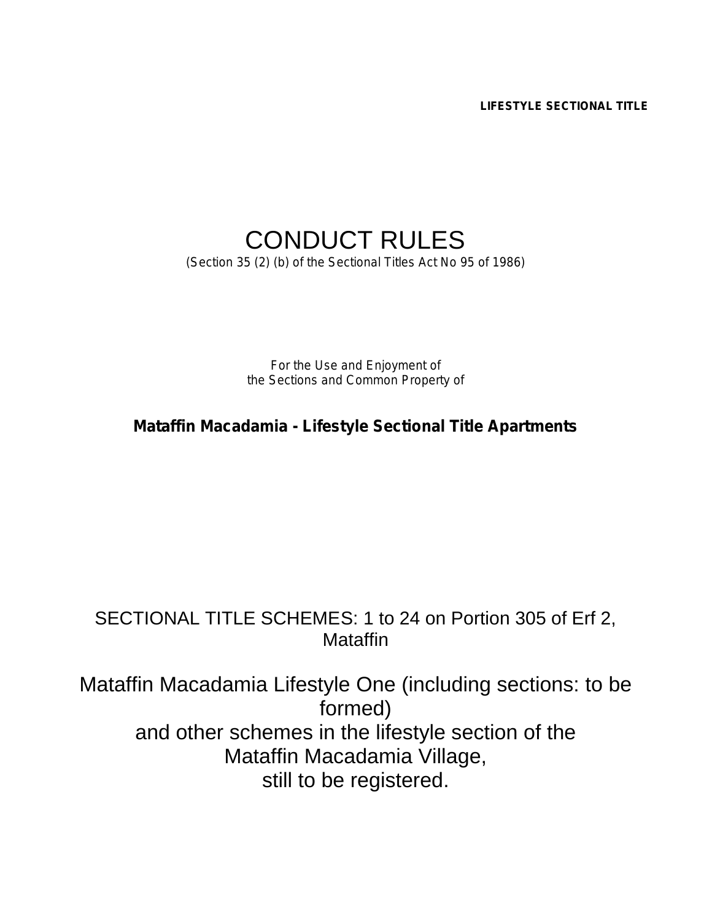**LIFESTYLE SECTIONAL TITLE**

# CONDUCT RULES

(Section 35 (2) (b) of the Sectional Titles Act No 95 of 1986)

For the Use and Enjoyment of
the Sections and Common Property of

**Mataffin Macadamia - Lifestyle Sectional Title Apartments**

SECTIONAL TITLE SCHEMES: 1 to 24 on Portion 305 of Erf 2, Mataffin

Mataffin Macadamia Lifestyle One (including sections: to be formed)
and other schemes in the lifestyle section of the
Mataffin Macadamia Village,
still to be registered.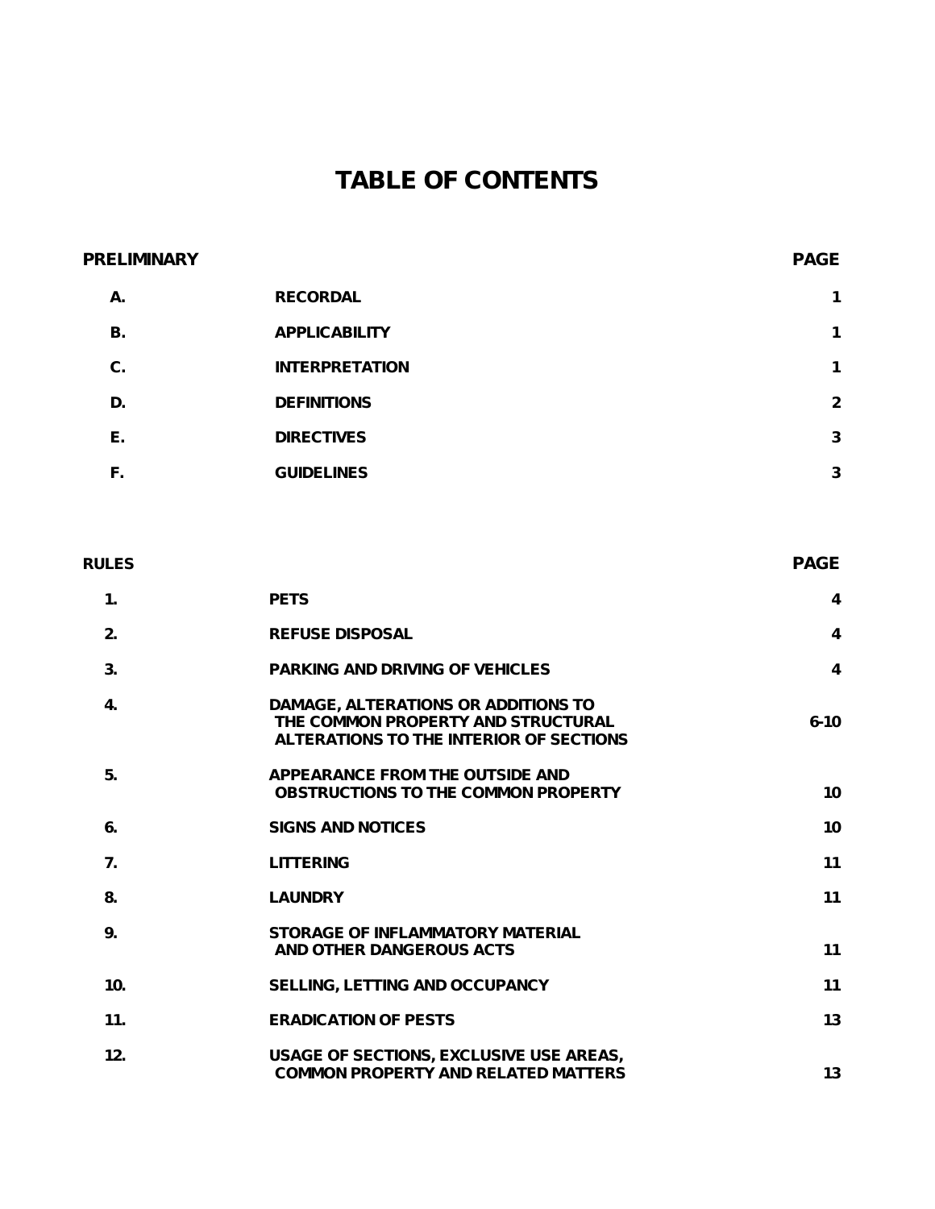# TABLE OF CONTENTS

| PRELIMINARY | | PAGE |
|---|---|---|
| A. | RECORDAL | 1 |
| B. | APPLICABILITY | 1 |
| C. | INTERPRETATION | 1 |
| D. | DEFINITIONS | 2 |
| E. | DIRECTIVES | 3 |
| F. | GUIDELINES | 3 |

| RULES | | PAGE |
|---|---|---|
| 1. | PETS | 4 |
| 2. | REFUSE DISPOSAL | 4 |
| 3. | PARKING AND DRIVING OF VEHICLES | 4 |
| 4. | DAMAGE, ALTERATIONS OR ADDITIONS TO THE COMMON PROPERTY AND STRUCTURAL ALTERATIONS TO THE INTERIOR OF SECTIONS | 6-10 |
| 5. | APPEARANCE FROM THE OUTSIDE AND OBSTRUCTIONS TO THE COMMON PROPERTY | 10 |
| 6. | SIGNS AND NOTICES | 10 |
| 7. | LITTERING | 11 |
| 8. | LAUNDRY | 11 |
| 9. | STORAGE OF INFLAMMATORY MATERIAL AND OTHER DANGEROUS ACTS | 11 |
| 10. | SELLING, LETTING AND OCCUPANCY | 11 |
| 11. | ERADICATION OF PESTS | 13 |
| 12. | USAGE OF SECTIONS, EXCLUSIVE USE AREAS, COMMON PROPERTY AND RELATED MATTERS | 13 |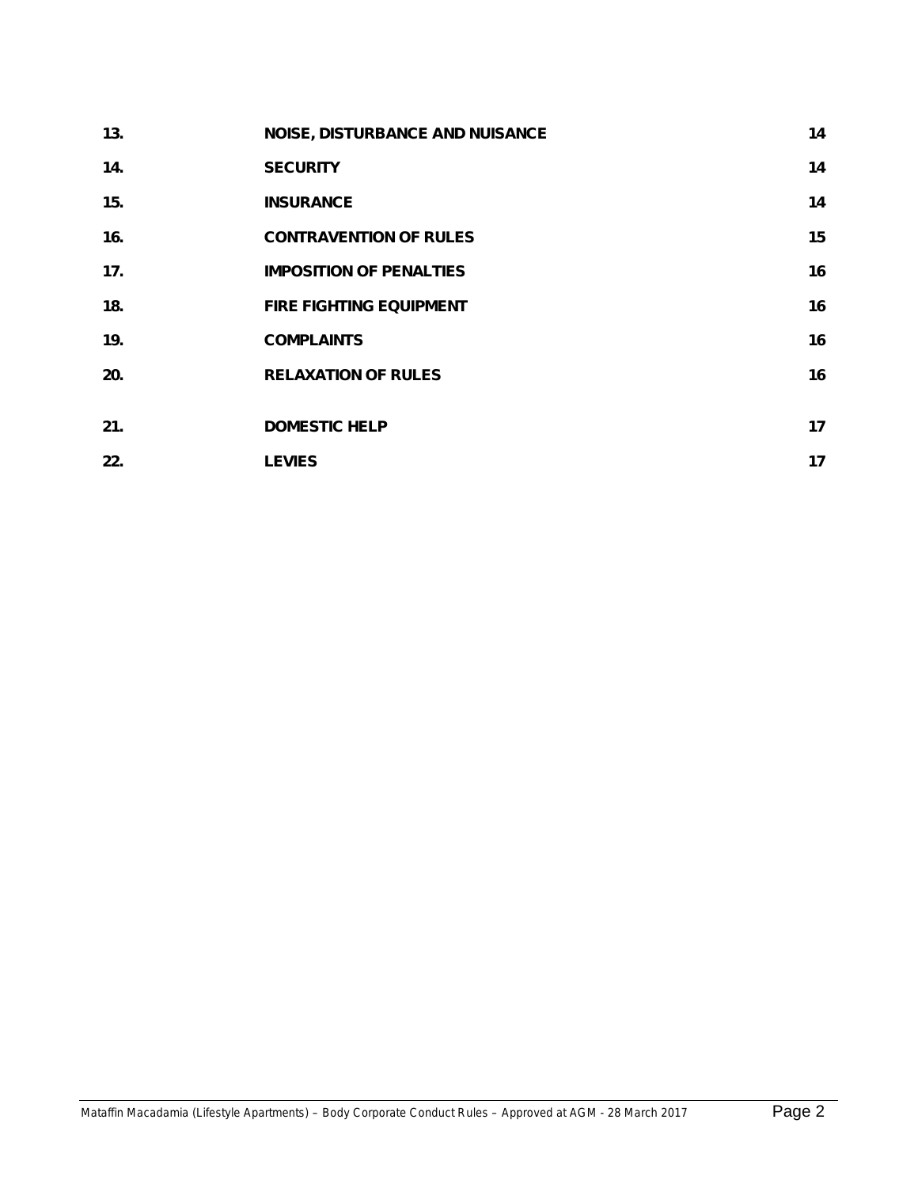| | | |
|---|---|---|
| **13.** | **NOISE, DISTURBANCE AND NUISANCE** | **14** |
| **14.** | **SECURITY** | **14** |
| **15.** | **INSURANCE** | **14** |
| **16.** | **CONTRAVENTION OF RULES** | **15** |
| **17.** | **IMPOSITION OF PENALTIES** | **16** |
| **18.** | **FIRE FIGHTING EQUIPMENT** | **16** |
| **19.** | **COMPLAINTS** | **16** |
| **20.** | **RELAXATION OF RULES** | **16** |
| **21.** | **DOMESTIC HELP** | **17** |
| **22.** | **LEVIES** | **17** |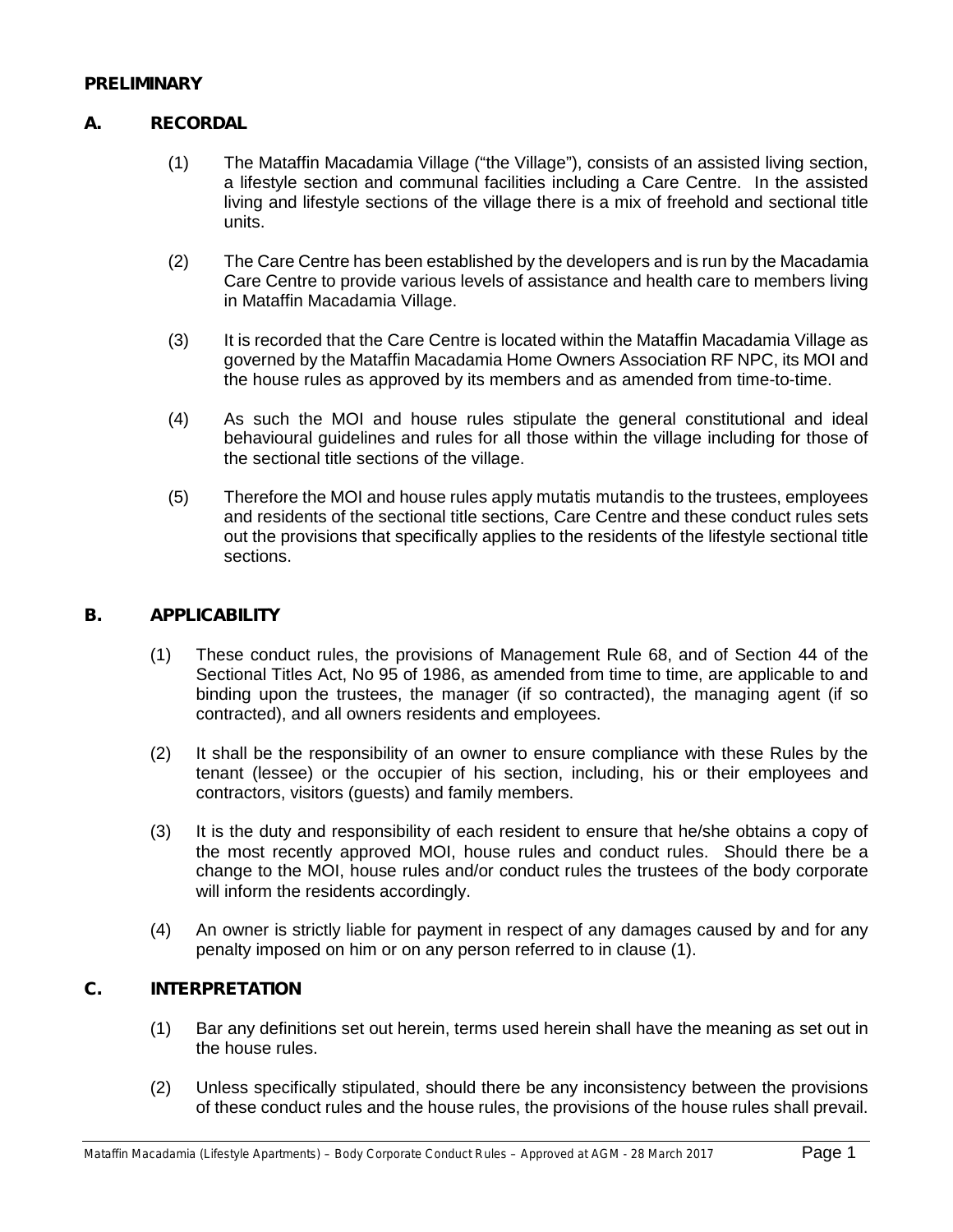## PRELIMINARY

### A. RECORDAL

(1) The Mataffin Macadamia Village ("the Village"), consists of an assisted living section, a lifestyle section and communal facilities including a Care Centre. In the assisted living and lifestyle sections of the village there is a mix of freehold and sectional title units.

(2) The Care Centre has been established by the developers and is run by the Macadamia Care Centre to provide various levels of assistance and health care to members living in Mataffin Macadamia Village.

(3) It is recorded that the Care Centre is located within the Mataffin Macadamia Village as governed by the Mataffin Macadamia Home Owners Association RF NPC, its MOI and the house rules as approved by its members and as amended from time-to-time.

(4) As such the MOI and house rules stipulate the general constitutional and ideal behavioural guidelines and rules for all those within the village including for those of the sectional title sections of the village.

(5) Therefore the MOI and house rules apply *mutatis mutandis* to the trustees, employees and residents of the sectional title sections, Care Centre and these conduct rules sets out the provisions that specifically applies to the residents of the lifestyle sectional title sections.

### B. APPLICABILITY

(1) These conduct rules, the provisions of Management Rule 68, and of Section 44 of the Sectional Titles Act, No 95 of 1986, as amended from time to time, are applicable to and binding upon the trustees, the manager (if so contracted), the managing agent (if so contracted), and all owners residents and employees.

(2) It shall be the responsibility of an owner to ensure compliance with these Rules by the tenant (lessee) or the occupier of his section, including, his or their employees and contractors, visitors (guests) and family members.

(3) It is the duty and responsibility of each resident to ensure that he/she obtains a copy of the most recently approved MOI, house rules and conduct rules. Should there be a change to the MOI, house rules and/or conduct rules the trustees of the body corporate will inform the residents accordingly.

(4) An owner is strictly liable for payment in respect of any damages caused by and for any penalty imposed on him or on any person referred to in clause (1).

### C. INTERPRETATION

(1) Bar any definitions set out herein, terms used herein shall have the meaning as set out in the house rules.

(2) Unless specifically stipulated, should there be any inconsistency between the provisions of these conduct rules and the house rules, the provisions of the house rules shall prevail.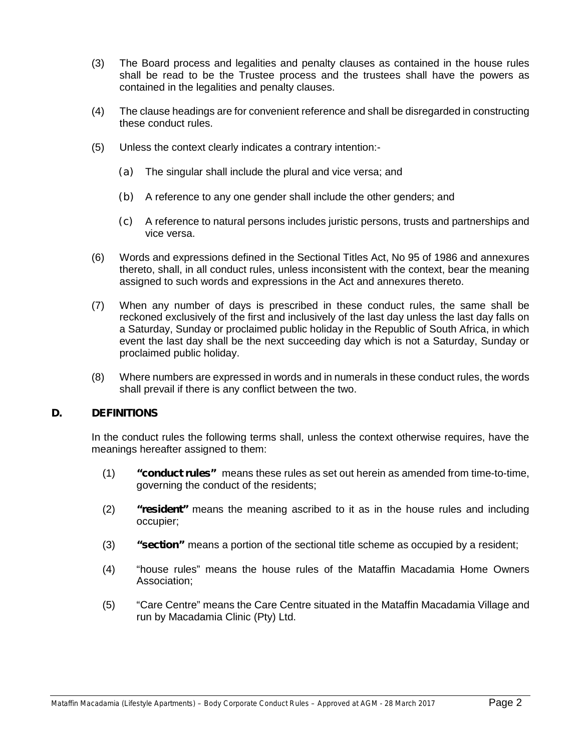(3) The Board process and legalities and penalty clauses as contained in the house rules shall be read to be the Trustee process and the trustees shall have the powers as contained in the legalities and penalty clauses.

(4) The clause headings are for convenient reference and shall be disregarded in constructing these conduct rules.

(5) Unless the context clearly indicates a contrary intention:-

(a) The singular shall include the plural and vice versa; and

(b) A reference to any one gender shall include the other genders; and

(c) A reference to natural persons includes juristic persons, trusts and partnerships and vice versa.

(6) Words and expressions defined in the Sectional Titles Act, No 95 of 1986 and annexures thereto, shall, in all conduct rules, unless inconsistent with the context, bear the meaning assigned to such words and expressions in the Act and annexures thereto.

(7) When any number of days is prescribed in these conduct rules, the same shall be reckoned exclusively of the first and inclusively of the last day unless the last day falls on a Saturday, Sunday or proclaimed public holiday in the Republic of South Africa, in which event the last day shall be the next succeeding day which is not a Saturday, Sunday or proclaimed public holiday.

(8) Where numbers are expressed in words and in numerals in these conduct rules, the words shall prevail if there is any conflict between the two.

## D. DEFINITIONS

In the conduct rules the following terms shall, unless the context otherwise requires, have the meanings hereafter assigned to them:

(1) **"conduct rules"** means these rules as set out herein as amended from time-to-time, governing the conduct of the residents;

(2) **"resident"** means the meaning ascribed to it as in the house rules and including occupier;

(3) **"section"** means a portion of the sectional title scheme as occupied by a resident;

(4) "house rules" means the house rules of the Mataffin Macadamia Home Owners Association;

(5) "Care Centre" means the Care Centre situated in the Mataffin Macadamia Village and run by Macadamia Clinic (Pty) Ltd.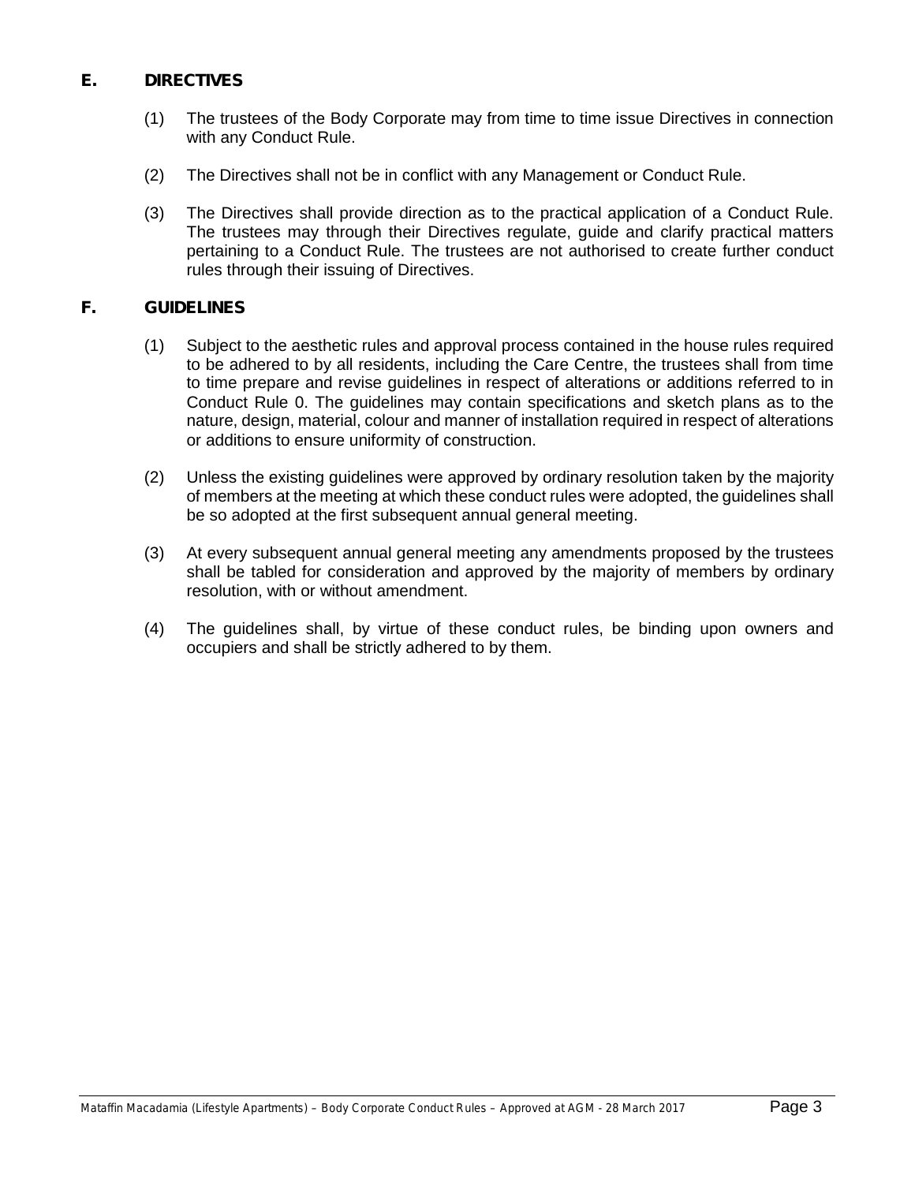## E. DIRECTIVES

(1) The trustees of the Body Corporate may from time to time issue Directives in connection with any Conduct Rule.

(2) The Directives shall not be in conflict with any Management or Conduct Rule.

(3) The Directives shall provide direction as to the practical application of a Conduct Rule. The trustees may through their Directives regulate, guide and clarify practical matters pertaining to a Conduct Rule. The trustees are not authorised to create further conduct rules through their issuing of Directives.

## F. GUIDELINES

(1) Subject to the aesthetic rules and approval process contained in the house rules required to be adhered to by all residents, including the Care Centre, the trustees shall from time to time prepare and revise guidelines in respect of alterations or additions referred to in Conduct Rule 0. The guidelines may contain specifications and sketch plans as to the nature, design, material, colour and manner of installation required in respect of alterations or additions to ensure uniformity of construction.

(2) Unless the existing guidelines were approved by ordinary resolution taken by the majority of members at the meeting at which these conduct rules were adopted, the guidelines shall be so adopted at the first subsequent annual general meeting.

(3) At every subsequent annual general meeting any amendments proposed by the trustees shall be tabled for consideration and approved by the majority of members by ordinary resolution, with or without amendment.

(4) The guidelines shall, by virtue of these conduct rules, be binding upon owners and occupiers and shall be strictly adhered to by them.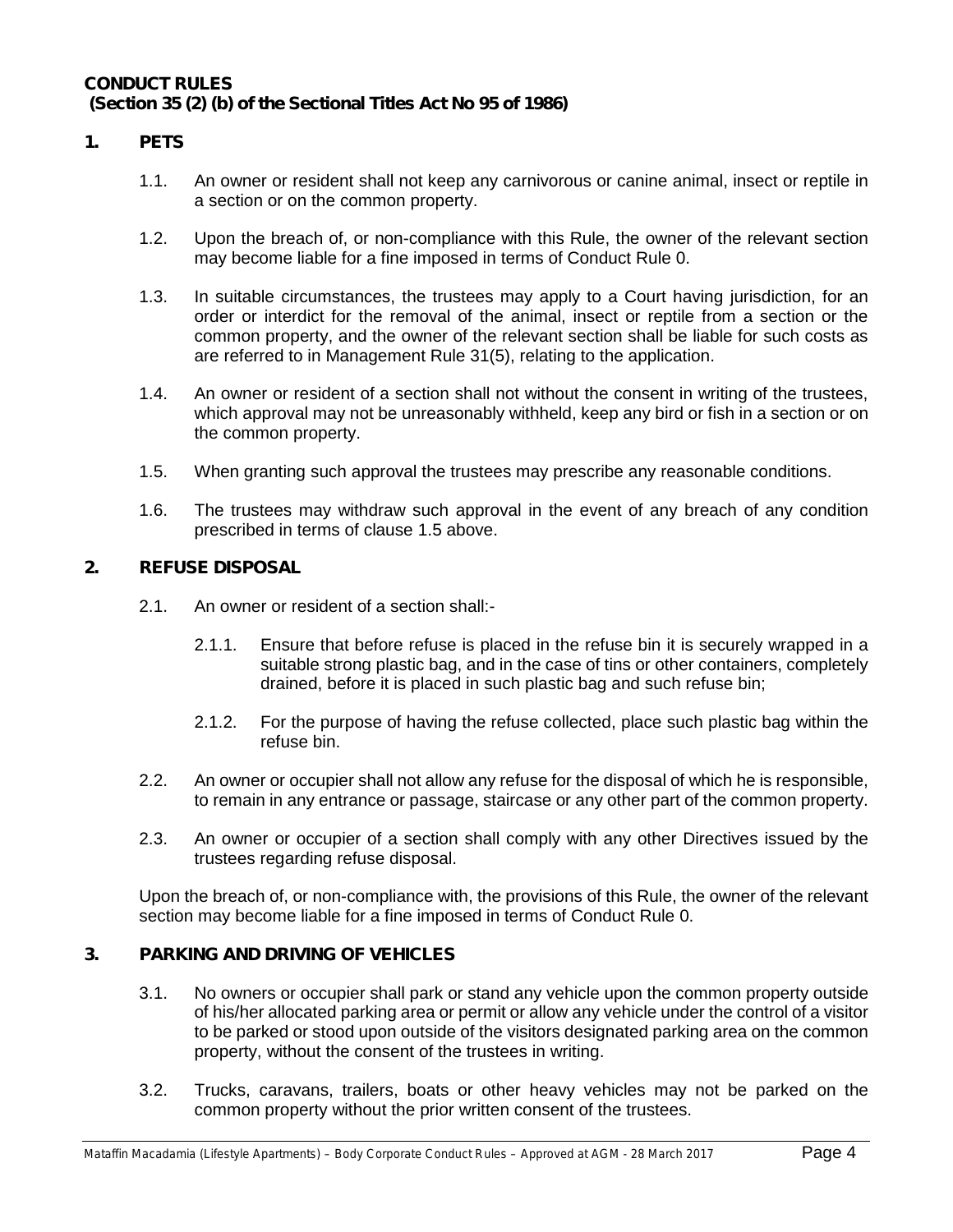**CONDUCT RULES**
**(Section 35 (2) (b) of the Sectional Titles Act No 95 of 1986)**

## 1. PETS

1.1. An owner or resident shall not keep any carnivorous or canine animal, insect or reptile in a section or on the common property.

1.2. Upon the breach of, or non-compliance with this Rule, the owner of the relevant section may become liable for a fine imposed in terms of Conduct Rule 0.

1.3. In suitable circumstances, the trustees may apply to a Court having jurisdiction, for an order or interdict for the removal of the animal, insect or reptile from a section or the common property, and the owner of the relevant section shall be liable for such costs as are referred to in Management Rule 31(5), relating to the application.

1.4. An owner or resident of a section shall not without the consent in writing of the trustees, which approval may not be unreasonably withheld, keep any bird or fish in a section or on the common property.

1.5. When granting such approval the trustees may prescribe any reasonable conditions.

1.6. The trustees may withdraw such approval in the event of any breach of any condition prescribed in terms of clause 1.5 above.

## 2. REFUSE DISPOSAL

2.1. An owner or resident of a section shall:-

2.1.1. Ensure that before refuse is placed in the refuse bin it is securely wrapped in a suitable strong plastic bag, and in the case of tins or other containers, completely drained, before it is placed in such plastic bag and such refuse bin;

2.1.2. For the purpose of having the refuse collected, place such plastic bag within the refuse bin.

2.2. An owner or occupier shall not allow any refuse for the disposal of which he is responsible, to remain in any entrance or passage, staircase or any other part of the common property.

2.3. An owner or occupier of a section shall comply with any other Directives issued by the trustees regarding refuse disposal.

Upon the breach of, or non-compliance with, the provisions of this Rule, the owner of the relevant section may become liable for a fine imposed in terms of Conduct Rule 0.

## 3. PARKING AND DRIVING OF VEHICLES

3.1. No owners or occupier shall park or stand any vehicle upon the common property outside of his/her allocated parking area or permit or allow any vehicle under the control of a visitor to be parked or stood upon outside of the visitors designated parking area on the common property, without the consent of the trustees in writing.

3.2. Trucks, caravans, trailers, boats or other heavy vehicles may not be parked on the common property without the prior written consent of the trustees.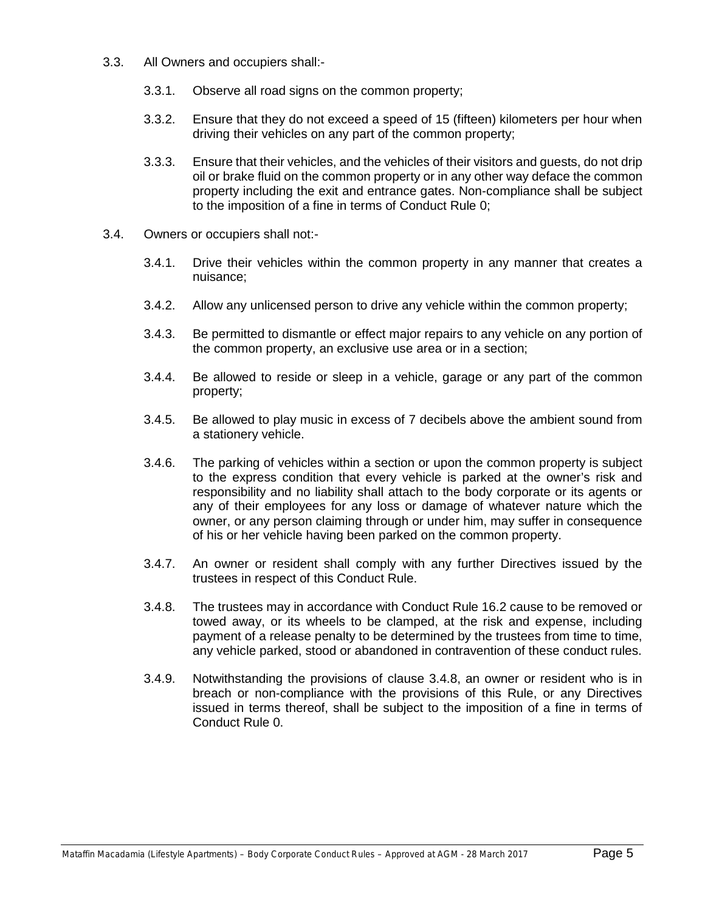3.3. All Owners and occupiers shall:-

3.3.1. Observe all road signs on the common property;

3.3.2. Ensure that they do not exceed a speed of 15 (fifteen) kilometers per hour when driving their vehicles on any part of the common property;

3.3.3. Ensure that their vehicles, and the vehicles of their visitors and guests, do not drip oil or brake fluid on the common property or in any other way deface the common property including the exit and entrance gates. Non-compliance shall be subject to the imposition of a fine in terms of Conduct Rule 0;

3.4. Owners or occupiers shall not:-

3.4.1. Drive their vehicles within the common property in any manner that creates a nuisance;

3.4.2. Allow any unlicensed person to drive any vehicle within the common property;

3.4.3. Be permitted to dismantle or effect major repairs to any vehicle on any portion of the common property, an exclusive use area or in a section;

3.4.4. Be allowed to reside or sleep in a vehicle, garage or any part of the common property;

3.4.5. Be allowed to play music in excess of 7 decibels above the ambient sound from a stationery vehicle.

3.4.6. The parking of vehicles within a section or upon the common property is subject to the express condition that every vehicle is parked at the owner's risk and responsibility and no liability shall attach to the body corporate or its agents or any of their employees for any loss or damage of whatever nature which the owner, or any person claiming through or under him, may suffer in consequence of his or her vehicle having been parked on the common property.

3.4.7. An owner or resident shall comply with any further Directives issued by the trustees in respect of this Conduct Rule.

3.4.8. The trustees may in accordance with Conduct Rule 16.2 cause to be removed or towed away, or its wheels to be clamped, at the risk and expense, including payment of a release penalty to be determined by the trustees from time to time, any vehicle parked, stood or abandoned in contravention of these conduct rules.

3.4.9. Notwithstanding the provisions of clause 3.4.8, an owner or resident who is in breach or non-compliance with the provisions of this Rule, or any Directives issued in terms thereof, shall be subject to the imposition of a fine in terms of Conduct Rule 0.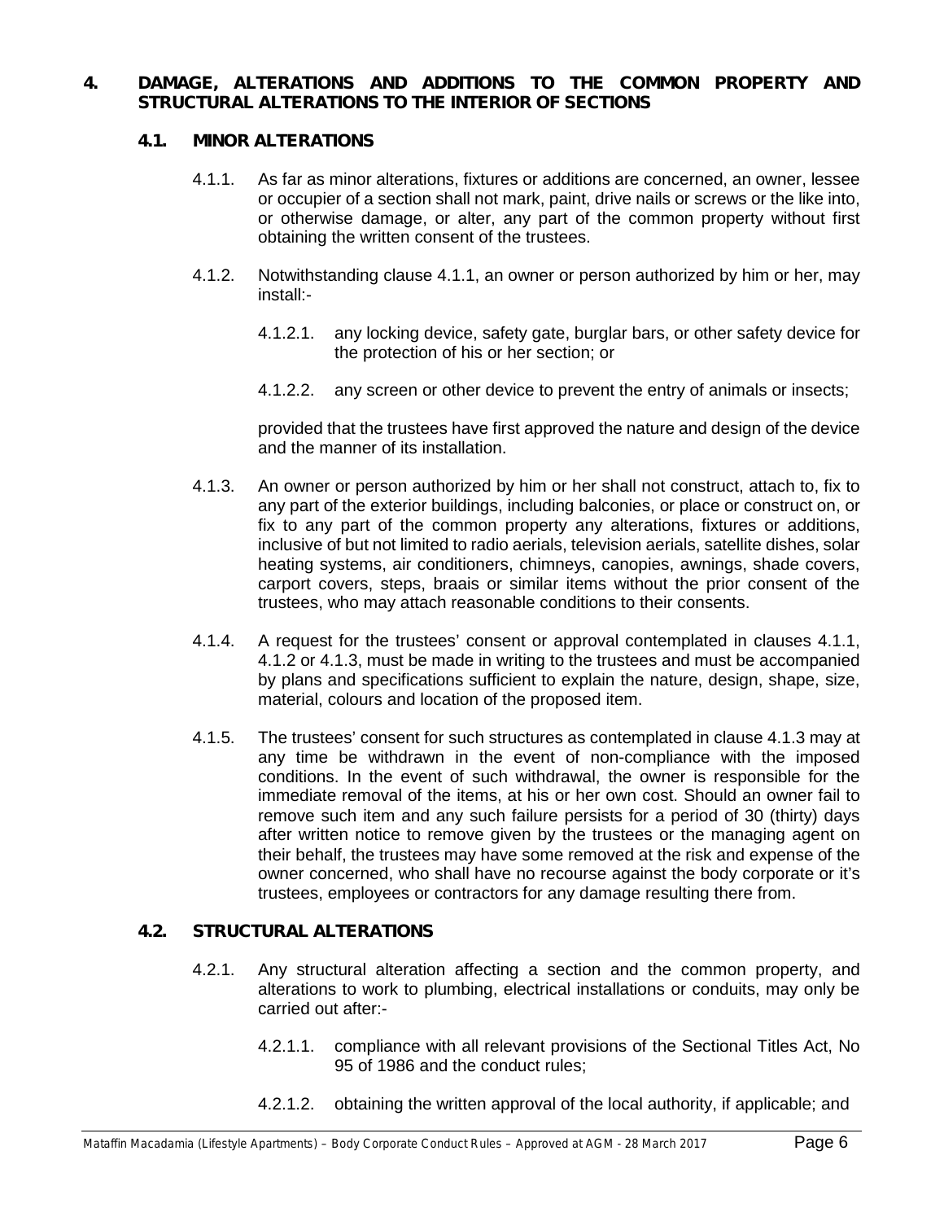## 4. DAMAGE, ALTERATIONS AND ADDITIONS TO THE COMMON PROPERTY AND STRUCTURAL ALTERATIONS TO THE INTERIOR OF SECTIONS

### 4.1. MINOR ALTERATIONS

4.1.1. As far as minor alterations, fixtures or additions are concerned, an owner, lessee or occupier of a section shall not mark, paint, drive nails or screws or the like into, or otherwise damage, or alter, any part of the common property without first obtaining the written consent of the trustees.

4.1.2. Notwithstanding clause 4.1.1, an owner or person authorized by him or her, may install:-

4.1.2.1. any locking device, safety gate, burglar bars, or other safety device for the protection of his or her section; or

4.1.2.2. any screen or other device to prevent the entry of animals or insects;

provided that the trustees have first approved the nature and design of the device and the manner of its installation.

4.1.3. An owner or person authorized by him or her shall not construct, attach to, fix to any part of the exterior buildings, including balconies, or place or construct on, or fix to any part of the common property any alterations, fixtures or additions, inclusive of but not limited to radio aerials, television aerials, satellite dishes, solar heating systems, air conditioners, chimneys, canopies, awnings, shade covers, carport covers, steps, braais or similar items without the prior consent of the trustees, who may attach reasonable conditions to their consents.

4.1.4. A request for the trustees' consent or approval contemplated in clauses 4.1.1, 4.1.2 or 4.1.3, must be made in writing to the trustees and must be accompanied by plans and specifications sufficient to explain the nature, design, shape, size, material, colours and location of the proposed item.

4.1.5. The trustees' consent for such structures as contemplated in clause 4.1.3 may at any time be withdrawn in the event of non-compliance with the imposed conditions. In the event of such withdrawal, the owner is responsible for the immediate removal of the items, at his or her own cost. Should an owner fail to remove such item and any such failure persists for a period of 30 (thirty) days after written notice to remove given by the trustees or the managing agent on their behalf, the trustees may have some removed at the risk and expense of the owner concerned, who shall have no recourse against the body corporate or it's trustees, employees or contractors for any damage resulting there from.

### 4.2. STRUCTURAL ALTERATIONS

4.2.1. Any structural alteration affecting a section and the common property, and alterations to work to plumbing, electrical installations or conduits, may only be carried out after:-

4.2.1.1. compliance with all relevant provisions of the Sectional Titles Act, No 95 of 1986 and the conduct rules;

4.2.1.2. obtaining the written approval of the local authority, if applicable; and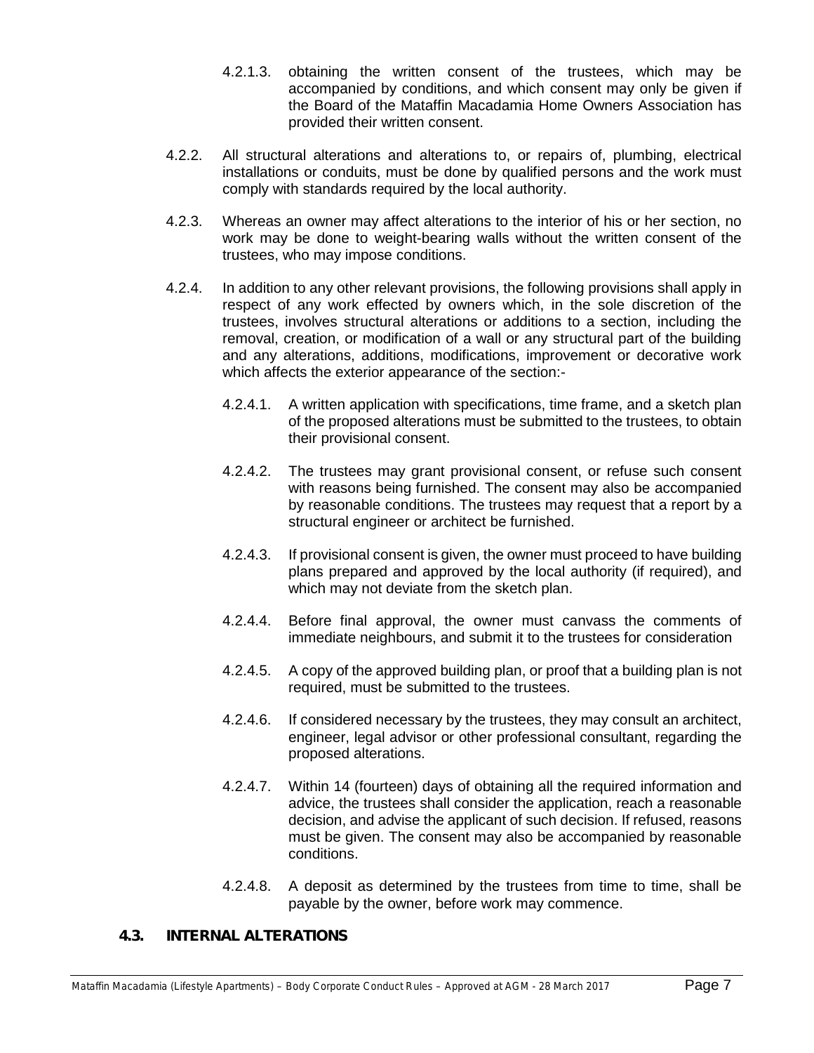4.2.1.3. obtaining the written consent of the trustees, which may be accompanied by conditions, and which consent may only be given if the Board of the Mataffin Macadamia Home Owners Association has provided their written consent.

4.2.2. All structural alterations and alterations to, or repairs of, plumbing, electrical installations or conduits, must be done by qualified persons and the work must comply with standards required by the local authority.

4.2.3. Whereas an owner may affect alterations to the interior of his or her section, no work may be done to weight-bearing walls without the written consent of the trustees, who may impose conditions.

4.2.4. In addition to any other relevant provisions, the following provisions shall apply in respect of any work effected by owners which, in the sole discretion of the trustees, involves structural alterations or additions to a section, including the removal, creation, or modification of a wall or any structural part of the building and any alterations, additions, modifications, improvement or decorative work which affects the exterior appearance of the section:-

4.2.4.1. A written application with specifications, time frame, and a sketch plan of the proposed alterations must be submitted to the trustees, to obtain their provisional consent.

4.2.4.2. The trustees may grant provisional consent, or refuse such consent with reasons being furnished. The consent may also be accompanied by reasonable conditions. The trustees may request that a report by a structural engineer or architect be furnished.

4.2.4.3. If provisional consent is given, the owner must proceed to have building plans prepared and approved by the local authority (if required), and which may not deviate from the sketch plan.

4.2.4.4. Before final approval, the owner must canvass the comments of immediate neighbours, and submit it to the trustees for consideration

4.2.4.5. A copy of the approved building plan, or proof that a building plan is not required, must be submitted to the trustees.

4.2.4.6. If considered necessary by the trustees, they may consult an architect, engineer, legal advisor or other professional consultant, regarding the proposed alterations.

4.2.4.7. Within 14 (fourteen) days of obtaining all the required information and advice, the trustees shall consider the application, reach a reasonable decision, and advise the applicant of such decision. If refused, reasons must be given. The consent may also be accompanied by reasonable conditions.

4.2.4.8. A deposit as determined by the trustees from time to time, shall be payable by the owner, before work may commence.

### 4.3. INTERNAL ALTERATIONS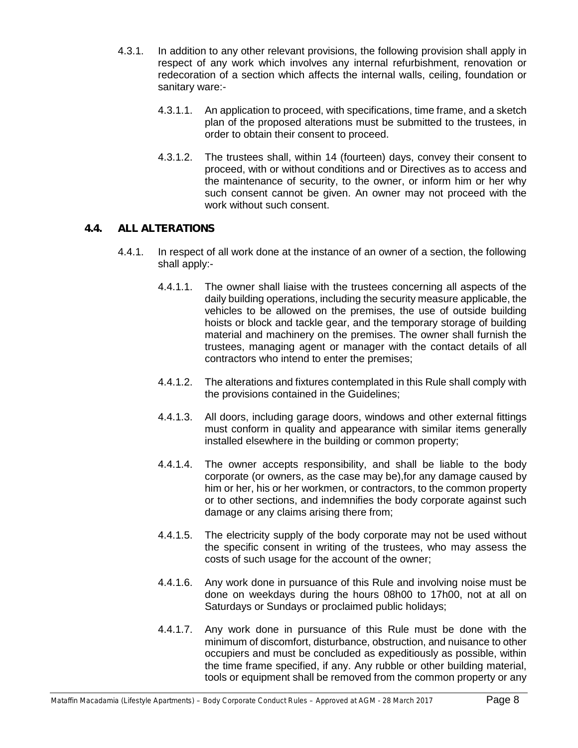4.3.1. In addition to any other relevant provisions, the following provision shall apply in respect of any work which involves any internal refurbishment, renovation or redecoration of a section which affects the internal walls, ceiling, foundation or sanitary ware:-

4.3.1.1. An application to proceed, with specifications, time frame, and a sketch plan of the proposed alterations must be submitted to the trustees, in order to obtain their consent to proceed.

4.3.1.2. The trustees shall, within 14 (fourteen) days, convey their consent to proceed, with or without conditions and or Directives as to access and the maintenance of security, to the owner, or inform him or her why such consent cannot be given. An owner may not proceed with the work without such consent.

### 4.4. ALL ALTERATIONS

4.4.1. In respect of all work done at the instance of an owner of a section, the following shall apply:-

4.4.1.1. The owner shall liaise with the trustees concerning all aspects of the daily building operations, including the security measure applicable, the vehicles to be allowed on the premises, the use of outside building hoists or block and tackle gear, and the temporary storage of building material and machinery on the premises. The owner shall furnish the trustees, managing agent or manager with the contact details of all contractors who intend to enter the premises;

4.4.1.2. The alterations and fixtures contemplated in this Rule shall comply with the provisions contained in the Guidelines;

4.4.1.3. All doors, including garage doors, windows and other external fittings must conform in quality and appearance with similar items generally installed elsewhere in the building or common property;

4.4.1.4. The owner accepts responsibility, and shall be liable to the body corporate (or owners, as the case may be),for any damage caused by him or her, his or her workmen, or contractors, to the common property or to other sections, and indemnifies the body corporate against such damage or any claims arising there from;

4.4.1.5. The electricity supply of the body corporate may not be used without the specific consent in writing of the trustees, who may assess the costs of such usage for the account of the owner;

4.4.1.6. Any work done in pursuance of this Rule and involving noise must be done on weekdays during the hours 08h00 to 17h00, not at all on Saturdays or Sundays or proclaimed public holidays;

4.4.1.7. Any work done in pursuance of this Rule must be done with the minimum of discomfort, disturbance, obstruction, and nuisance to other occupiers and must be concluded as expeditiously as possible, within the time frame specified, if any. Any rubble or other building material, tools or equipment shall be removed from the common property or any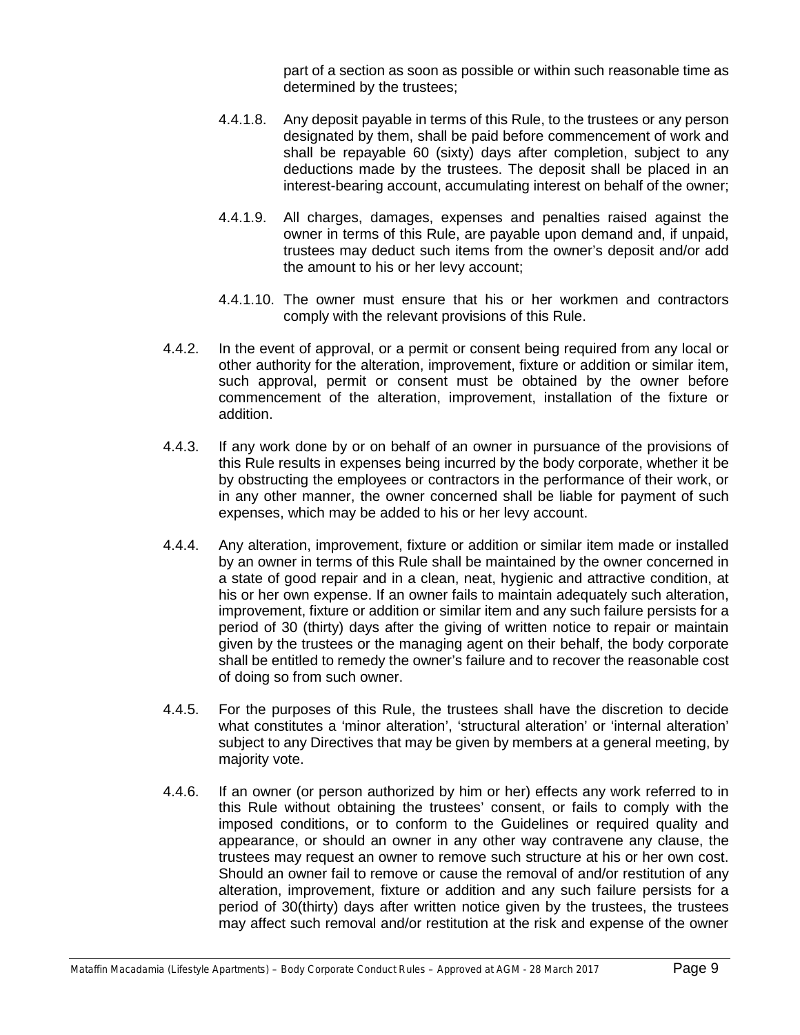part of a section as soon as possible or within such reasonable time as determined by the trustees;

4.4.1.8. Any deposit payable in terms of this Rule, to the trustees or any person designated by them, shall be paid before commencement of work and shall be repayable 60 (sixty) days after completion, subject to any deductions made by the trustees. The deposit shall be placed in an interest-bearing account, accumulating interest on behalf of the owner;

4.4.1.9. All charges, damages, expenses and penalties raised against the owner in terms of this Rule, are payable upon demand and, if unpaid, trustees may deduct such items from the owner's deposit and/or add the amount to his or her levy account;

4.4.1.10. The owner must ensure that his or her workmen and contractors comply with the relevant provisions of this Rule.

4.4.2. In the event of approval, or a permit or consent being required from any local or other authority for the alteration, improvement, fixture or addition or similar item, such approval, permit or consent must be obtained by the owner before commencement of the alteration, improvement, installation of the fixture or addition.

4.4.3. If any work done by or on behalf of an owner in pursuance of the provisions of this Rule results in expenses being incurred by the body corporate, whether it be by obstructing the employees or contractors in the performance of their work, or in any other manner, the owner concerned shall be liable for payment of such expenses, which may be added to his or her levy account.

4.4.4. Any alteration, improvement, fixture or addition or similar item made or installed by an owner in terms of this Rule shall be maintained by the owner concerned in a state of good repair and in a clean, neat, hygienic and attractive condition, at his or her own expense. If an owner fails to maintain adequately such alteration, improvement, fixture or addition or similar item and any such failure persists for a period of 30 (thirty) days after the giving of written notice to repair or maintain given by the trustees or the managing agent on their behalf, the body corporate shall be entitled to remedy the owner's failure and to recover the reasonable cost of doing so from such owner.

4.4.5. For the purposes of this Rule, the trustees shall have the discretion to decide what constitutes a 'minor alteration', 'structural alteration' or 'internal alteration' subject to any Directives that may be given by members at a general meeting, by majority vote.

4.4.6. If an owner (or person authorized by him or her) effects any work referred to in this Rule without obtaining the trustees' consent, or fails to comply with the imposed conditions, or to conform to the Guidelines or required quality and appearance, or should an owner in any other way contravene any clause, the trustees may request an owner to remove such structure at his or her own cost. Should an owner fail to remove or cause the removal of and/or restitution of any alteration, improvement, fixture or addition and any such failure persists for a period of 30(thirty) days after written notice given by the trustees, the trustees may affect such removal and/or restitution at the risk and expense of the owner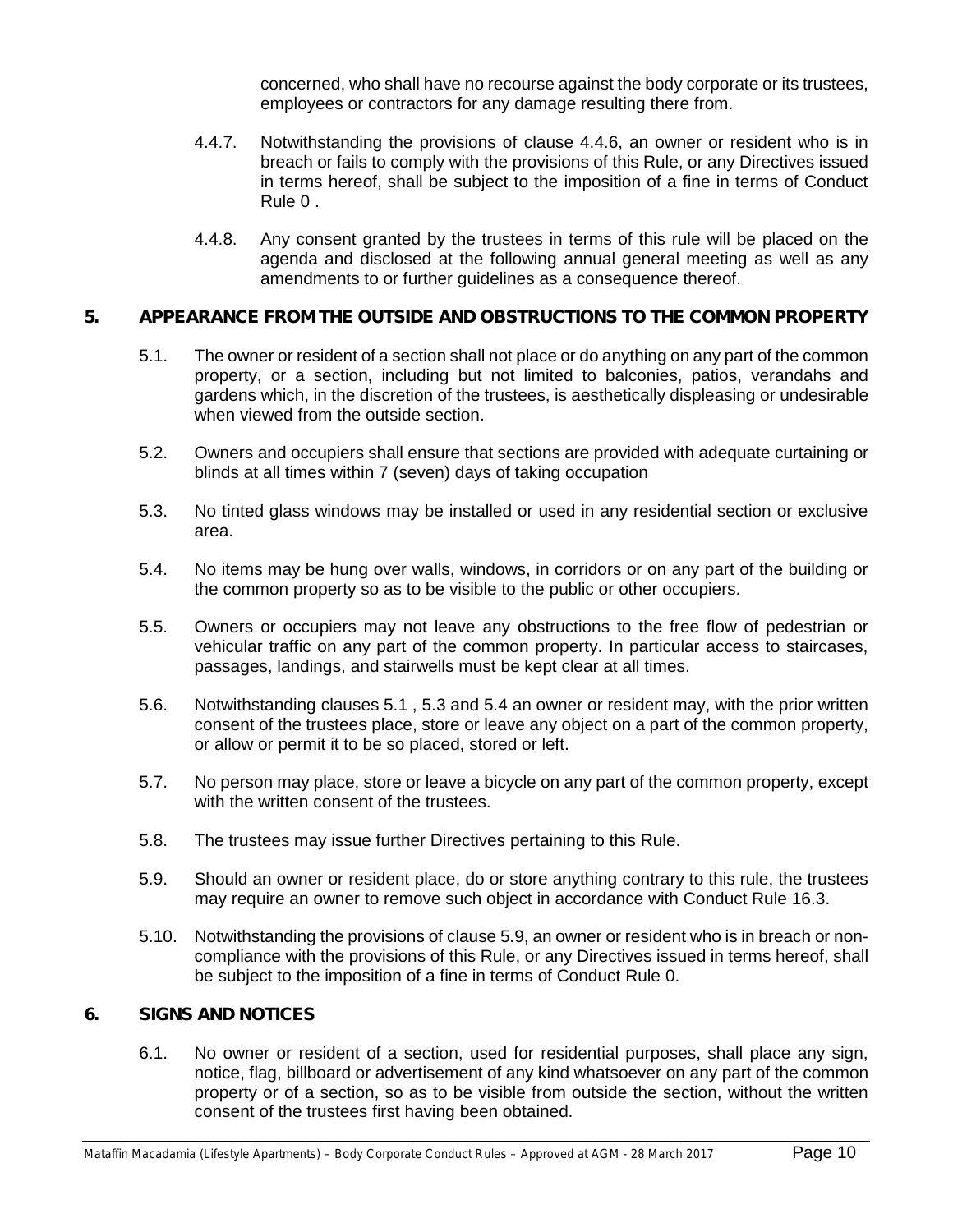concerned, who shall have no recourse against the body corporate or its trustees, employees or contractors for any damage resulting there from.

4.4.7. Notwithstanding the provisions of clause 4.4.6, an owner or resident who is in breach or fails to comply with the provisions of this Rule, or any Directives issued in terms hereof, shall be subject to the imposition of a fine in terms of Conduct Rule 0 .

4.4.8. Any consent granted by the trustees in terms of this rule will be placed on the agenda and disclosed at the following annual general meeting as well as any amendments to or further guidelines as a consequence thereof.

## 5. APPEARANCE FROM THE OUTSIDE AND OBSTRUCTIONS TO THE COMMON PROPERTY

5.1. The owner or resident of a section shall not place or do anything on any part of the common property, or a section, including but not limited to balconies, patios, verandahs and gardens which, in the discretion of the trustees, is aesthetically displeasing or undesirable when viewed from the outside section.

5.2. Owners and occupiers shall ensure that sections are provided with adequate curtaining or blinds at all times within 7 (seven) days of taking occupation

5.3. No tinted glass windows may be installed or used in any residential section or exclusive area.

5.4. No items may be hung over walls, windows, in corridors or on any part of the building or the common property so as to be visible to the public or other occupiers.

5.5. Owners or occupiers may not leave any obstructions to the free flow of pedestrian or vehicular traffic on any part of the common property. In particular access to staircases, passages, landings, and stairwells must be kept clear at all times.

5.6. Notwithstanding clauses 5.1 , 5.3 and 5.4 an owner or resident may, with the prior written consent of the trustees place, store or leave any object on a part of the common property, or allow or permit it to be so placed, stored or left.

5.7. No person may place, store or leave a bicycle on any part of the common property, except with the written consent of the trustees.

5.8. The trustees may issue further Directives pertaining to this Rule.

5.9. Should an owner or resident place, do or store anything contrary to this rule, the trustees may require an owner to remove such object in accordance with Conduct Rule 16.3.

5.10. Notwithstanding the provisions of clause 5.9, an owner or resident who is in breach or non-compliance with the provisions of this Rule, or any Directives issued in terms hereof, shall be subject to the imposition of a fine in terms of Conduct Rule 0.

## 6. SIGNS AND NOTICES

6.1. No owner or resident of a section, used for residential purposes, shall place any sign, notice, flag, billboard or advertisement of any kind whatsoever on any part of the common property or of a section, so as to be visible from outside the section, without the written consent of the trustees first having been obtained.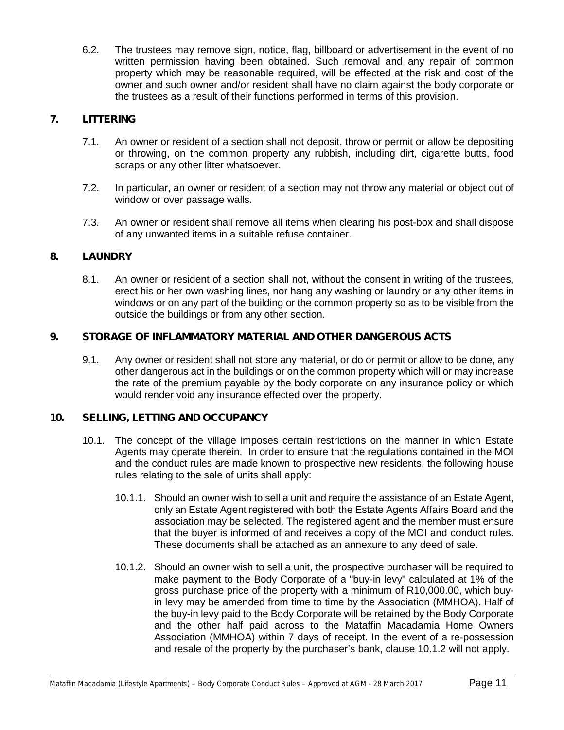6.2. The trustees may remove sign, notice, flag, billboard or advertisement in the event of no written permission having been obtained. Such removal and any repair of common property which may be reasonable required, will be effected at the risk and cost of the owner and such owner and/or resident shall have no claim against the body corporate or the trustees as a result of their functions performed in terms of this provision.

## 7. LITTERING

7.1. An owner or resident of a section shall not deposit, throw or permit or allow be depositing or throwing, on the common property any rubbish, including dirt, cigarette butts, food scraps or any other litter whatsoever.

7.2. In particular, an owner or resident of a section may not throw any material or object out of window or over passage walls.

7.3. An owner or resident shall remove all items when clearing his post-box and shall dispose of any unwanted items in a suitable refuse container.

## 8. LAUNDRY

8.1. An owner or resident of a section shall not, without the consent in writing of the trustees, erect his or her own washing lines, nor hang any washing or laundry or any other items in windows or on any part of the building or the common property so as to be visible from the outside the buildings or from any other section.

## 9. STORAGE OF INFLAMMATORY MATERIAL AND OTHER DANGEROUS ACTS

9.1. Any owner or resident shall not store any material, or do or permit or allow to be done, any other dangerous act in the buildings or on the common property which will or may increase the rate of the premium payable by the body corporate on any insurance policy or which would render void any insurance effected over the property.

## 10. SELLING, LETTING AND OCCUPANCY

10.1. The concept of the village imposes certain restrictions on the manner in which Estate Agents may operate therein. In order to ensure that the regulations contained in the MOI and the conduct rules are made known to prospective new residents, the following house rules relating to the sale of units shall apply:

10.1.1. Should an owner wish to sell a unit and require the assistance of an Estate Agent, only an Estate Agent registered with both the Estate Agents Affairs Board and the association may be selected. The registered agent and the member must ensure that the buyer is informed of and receives a copy of the MOI and conduct rules. These documents shall be attached as an annexure to any deed of sale.

10.1.2. Should an owner wish to sell a unit, the prospective purchaser will be required to make payment to the Body Corporate of a "buy-in levy" calculated at 1% of the gross purchase price of the property with a minimum of R10,000.00, which buy-in levy may be amended from time to time by the Association (MMHOA). Half of the buy-in levy paid to the Body Corporate will be retained by the Body Corporate and the other half paid across to the Mataffin Macadamia Home Owners Association (MMHOA) within 7 days of receipt. In the event of a re-possession and resale of the property by the purchaser's bank, clause 10.1.2 will not apply.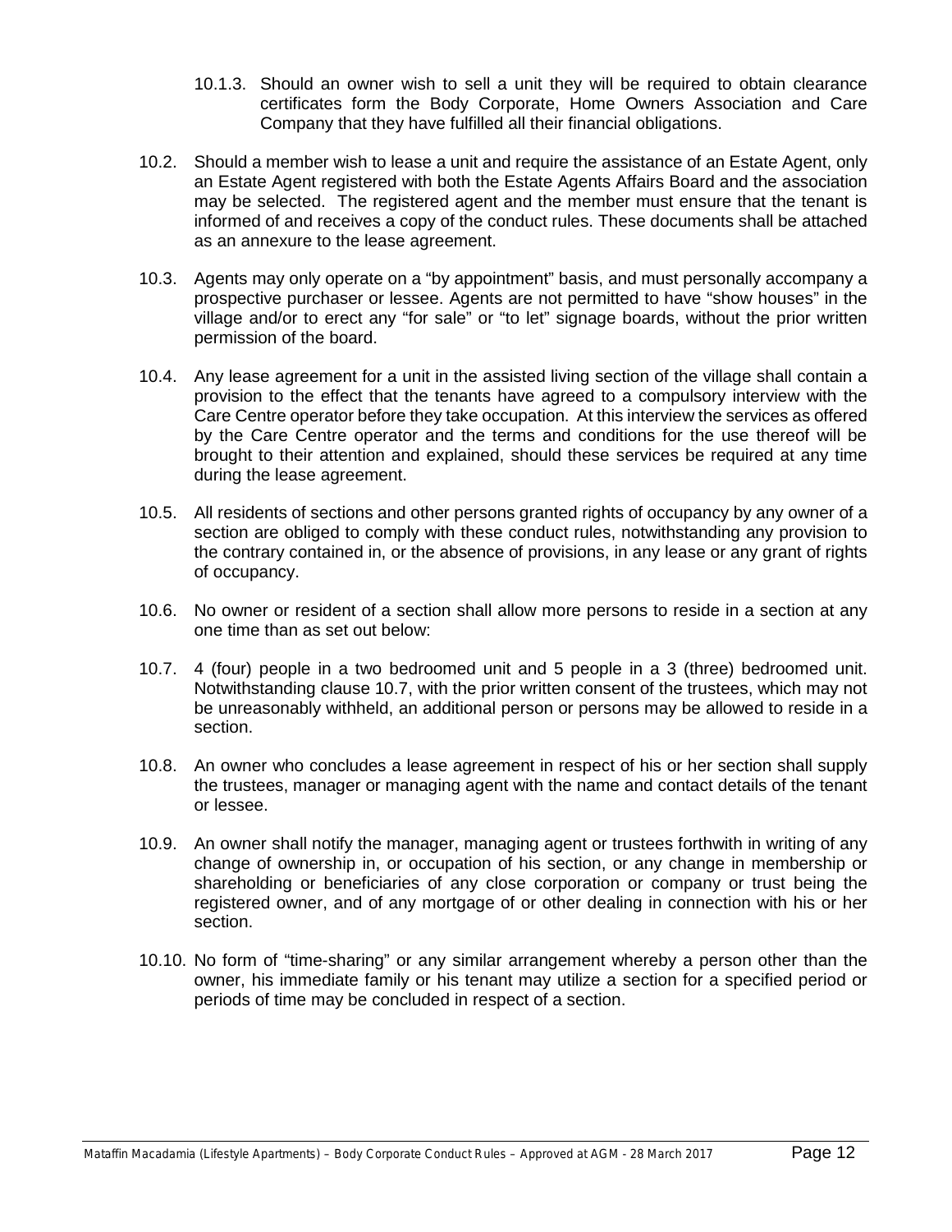10.1.3. Should an owner wish to sell a unit they will be required to obtain clearance certificates form the Body Corporate, Home Owners Association and Care Company that they have fulfilled all their financial obligations.

10.2. Should a member wish to lease a unit and require the assistance of an Estate Agent, only an Estate Agent registered with both the Estate Agents Affairs Board and the association may be selected. The registered agent and the member must ensure that the tenant is informed of and receives a copy of the conduct rules. These documents shall be attached as an annexure to the lease agreement.

10.3. Agents may only operate on a "by appointment" basis, and must personally accompany a prospective purchaser or lessee. Agents are not permitted to have "show houses" in the village and/or to erect any "for sale" or "to let" signage boards, without the prior written permission of the board.

10.4. Any lease agreement for a unit in the assisted living section of the village shall contain a provision to the effect that the tenants have agreed to a compulsory interview with the Care Centre operator before they take occupation. At this interview the services as offered by the Care Centre operator and the terms and conditions for the use thereof will be brought to their attention and explained, should these services be required at any time during the lease agreement.

10.5. All residents of sections and other persons granted rights of occupancy by any owner of a section are obliged to comply with these conduct rules, notwithstanding any provision to the contrary contained in, or the absence of provisions, in any lease or any grant of rights of occupancy.

10.6. No owner or resident of a section shall allow more persons to reside in a section at any one time than as set out below:

10.7. 4 (four) people in a two bedroomed unit and 5 people in a 3 (three) bedroomed unit. Notwithstanding clause 10.7, with the prior written consent of the trustees, which may not be unreasonably withheld, an additional person or persons may be allowed to reside in a section.

10.8. An owner who concludes a lease agreement in respect of his or her section shall supply the trustees, manager or managing agent with the name and contact details of the tenant or lessee.

10.9. An owner shall notify the manager, managing agent or trustees forthwith in writing of any change of ownership in, or occupation of his section, or any change in membership or shareholding or beneficiaries of any close corporation or company or trust being the registered owner, and of any mortgage of or other dealing in connection with his or her section.

10.10. No form of "time-sharing" or any similar arrangement whereby a person other than the owner, his immediate family or his tenant may utilize a section for a specified period or periods of time may be concluded in respect of a section.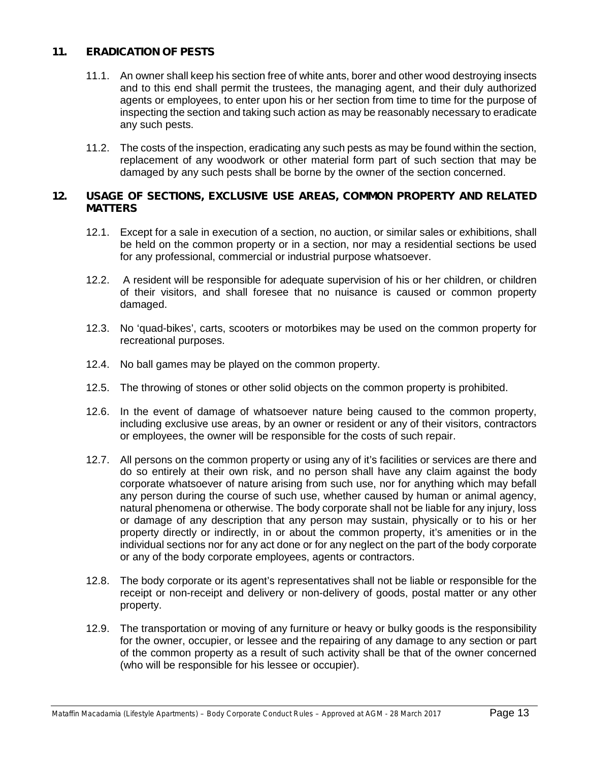## 11. ERADICATION OF PESTS

11.1. An owner shall keep his section free of white ants, borer and other wood destroying insects and to this end shall permit the trustees, the managing agent, and their duly authorized agents or employees, to enter upon his or her section from time to time for the purpose of inspecting the section and taking such action as may be reasonably necessary to eradicate any such pests.

11.2. The costs of the inspection, eradicating any such pests as may be found within the section, replacement of any woodwork or other material form part of such section that may be damaged by any such pests shall be borne by the owner of the section concerned.

## 12. USAGE OF SECTIONS, EXCLUSIVE USE AREAS, COMMON PROPERTY AND RELATED MATTERS

12.1. Except for a sale in execution of a section, no auction, or similar sales or exhibitions, shall be held on the common property or in a section, nor may a residential sections be used for any professional, commercial or industrial purpose whatsoever.

12.2. A resident will be responsible for adequate supervision of his or her children, or children of their visitors, and shall foresee that no nuisance is caused or common property damaged.

12.3. No 'quad-bikes', carts, scooters or motorbikes may be used on the common property for recreational purposes.

12.4. No ball games may be played on the common property.

12.5. The throwing of stones or other solid objects on the common property is prohibited.

12.6. In the event of damage of whatsoever nature being caused to the common property, including exclusive use areas, by an owner or resident or any of their visitors, contractors or employees, the owner will be responsible for the costs of such repair.

12.7. All persons on the common property or using any of it's facilities or services are there and do so entirely at their own risk, and no person shall have any claim against the body corporate whatsoever of nature arising from such use, nor for anything which may befall any person during the course of such use, whether caused by human or animal agency, natural phenomena or otherwise. The body corporate shall not be liable for any injury, loss or damage of any description that any person may sustain, physically or to his or her property directly or indirectly, in or about the common property, it's amenities or in the individual sections nor for any act done or for any neglect on the part of the body corporate or any of the body corporate employees, agents or contractors.

12.8. The body corporate or its agent's representatives shall not be liable or responsible for the receipt or non-receipt and delivery or non-delivery of goods, postal matter or any other property.

12.9. The transportation or moving of any furniture or heavy or bulky goods is the responsibility for the owner, occupier, or lessee and the repairing of any damage to any section or part of the common property as a result of such activity shall be that of the owner concerned (who will be responsible for his lessee or occupier).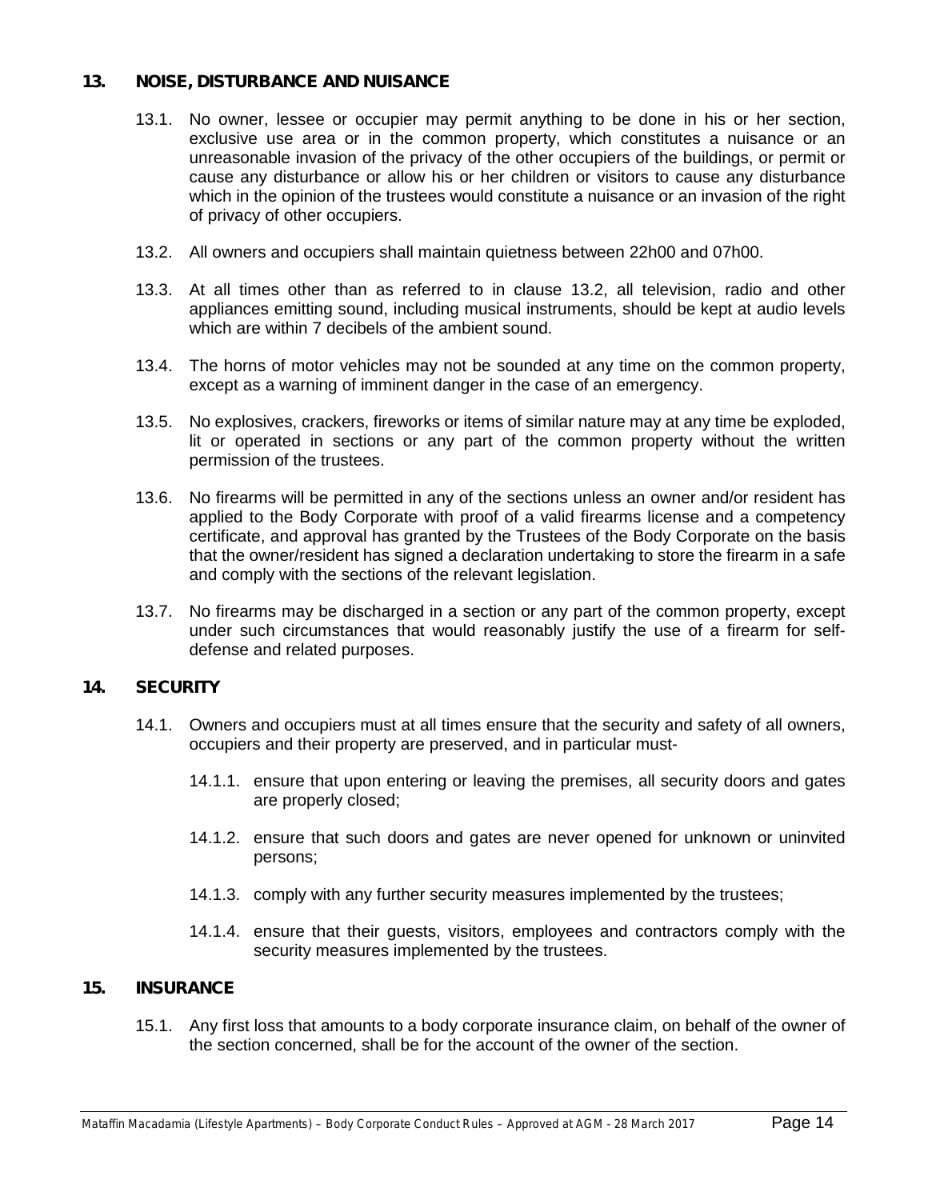## 13. NOISE, DISTURBANCE AND NUISANCE

13.1. No owner, lessee or occupier may permit anything to be done in his or her section, exclusive use area or in the common property, which constitutes a nuisance or an unreasonable invasion of the privacy of the other occupiers of the buildings, or permit or cause any disturbance or allow his or her children or visitors to cause any disturbance which in the opinion of the trustees would constitute a nuisance or an invasion of the right of privacy of other occupiers.

13.2. All owners and occupiers shall maintain quietness between 22h00 and 07h00.

13.3. At all times other than as referred to in clause 13.2, all television, radio and other appliances emitting sound, including musical instruments, should be kept at audio levels which are within 7 decibels of the ambient sound.

13.4. The horns of motor vehicles may not be sounded at any time on the common property, except as a warning of imminent danger in the case of an emergency.

13.5. No explosives, crackers, fireworks or items of similar nature may at any time be exploded, lit or operated in sections or any part of the common property without the written permission of the trustees.

13.6. No firearms will be permitted in any of the sections unless an owner and/or resident has applied to the Body Corporate with proof of a valid firearms license and a competency certificate, and approval has granted by the Trustees of the Body Corporate on the basis that the owner/resident has signed a declaration undertaking to store the firearm in a safe and comply with the sections of the relevant legislation.

13.7. No firearms may be discharged in a section or any part of the common property, except under such circumstances that would reasonably justify the use of a firearm for self-defense and related purposes.

## 14. SECURITY

14.1. Owners and occupiers must at all times ensure that the security and safety of all owners, occupiers and their property are preserved, and in particular must-

14.1.1. ensure that upon entering or leaving the premises, all security doors and gates are properly closed;

14.1.2. ensure that such doors and gates are never opened for unknown or uninvited persons;

14.1.3. comply with any further security measures implemented by the trustees;

14.1.4. ensure that their guests, visitors, employees and contractors comply with the security measures implemented by the trustees.

## 15. INSURANCE

15.1. Any first loss that amounts to a body corporate insurance claim, on behalf of the owner of the section concerned, shall be for the account of the owner of the section.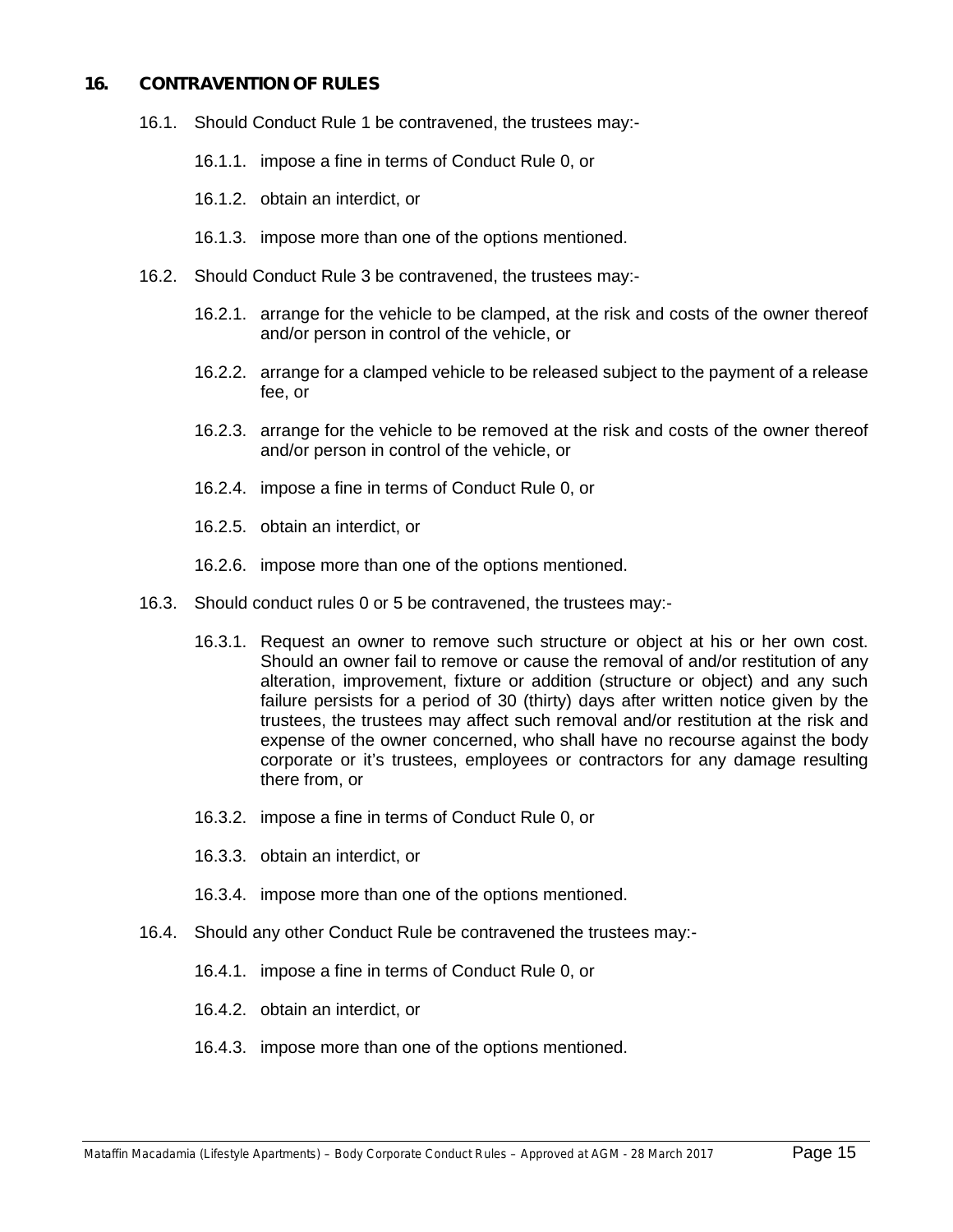## 16. CONTRAVENTION OF RULES

16.1. Should Conduct Rule 1 be contravened, the trustees may:-

16.1.1. impose a fine in terms of Conduct Rule 0, or

16.1.2. obtain an interdict, or

16.1.3. impose more than one of the options mentioned.

16.2. Should Conduct Rule 3 be contravened, the trustees may:-

16.2.1. arrange for the vehicle to be clamped, at the risk and costs of the owner thereof and/or person in control of the vehicle, or

16.2.2. arrange for a clamped vehicle to be released subject to the payment of a release fee, or

16.2.3. arrange for the vehicle to be removed at the risk and costs of the owner thereof and/or person in control of the vehicle, or

16.2.4. impose a fine in terms of Conduct Rule 0, or

16.2.5. obtain an interdict, or

16.2.6. impose more than one of the options mentioned.

16.3. Should conduct rules 0 or 5 be contravened, the trustees may:-

16.3.1. Request an owner to remove such structure or object at his or her own cost. Should an owner fail to remove or cause the removal of and/or restitution of any alteration, improvement, fixture or addition (structure or object) and any such failure persists for a period of 30 (thirty) days after written notice given by the trustees, the trustees may affect such removal and/or restitution at the risk and expense of the owner concerned, who shall have no recourse against the body corporate or it's trustees, employees or contractors for any damage resulting there from, or

16.3.2. impose a fine in terms of Conduct Rule 0, or

16.3.3. obtain an interdict, or

16.3.4. impose more than one of the options mentioned.

16.4. Should any other Conduct Rule be contravened the trustees may:-

16.4.1. impose a fine in terms of Conduct Rule 0, or

16.4.2. obtain an interdict, or

16.4.3. impose more than one of the options mentioned.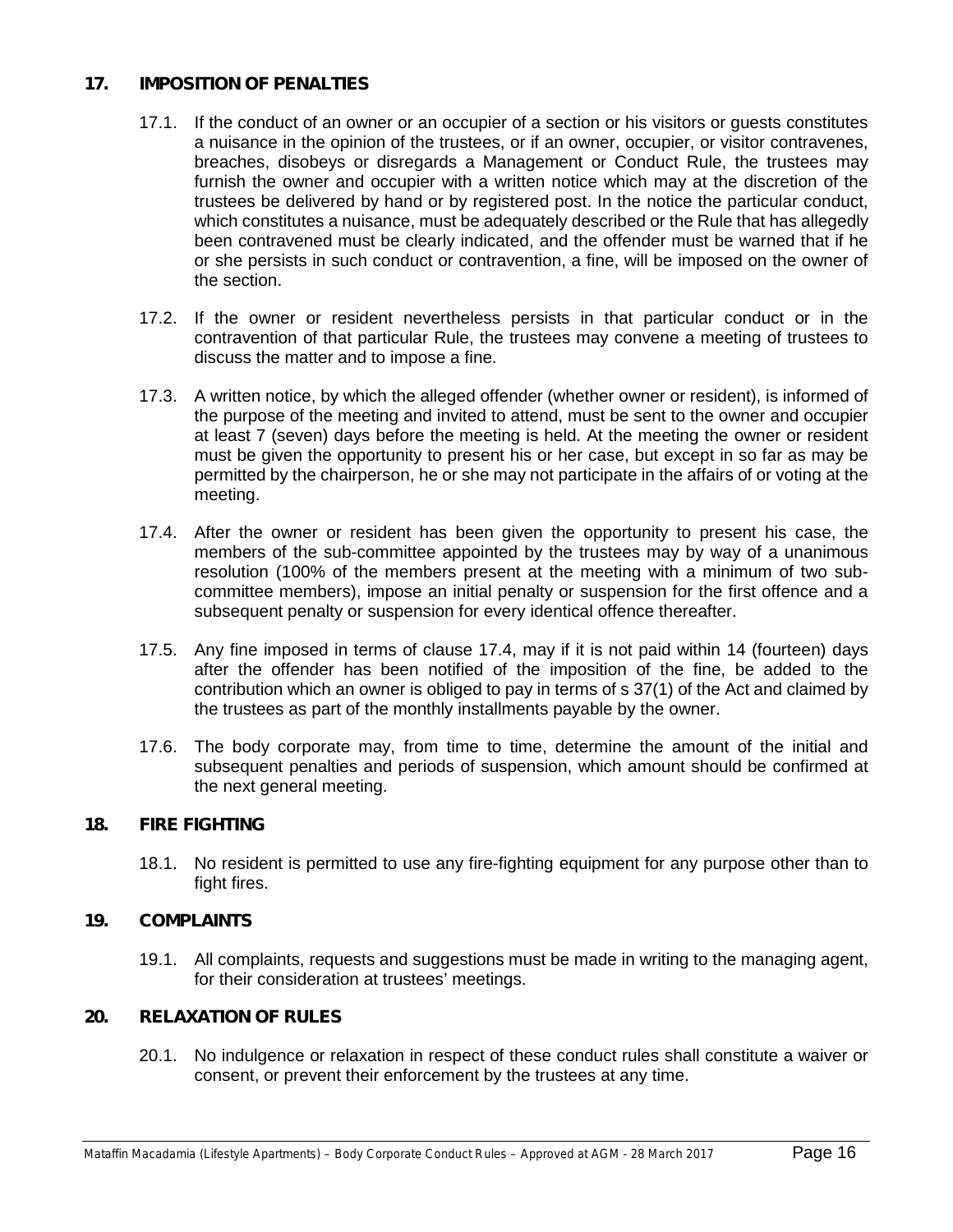## 17. IMPOSITION OF PENALTIES

17.1. If the conduct of an owner or an occupier of a section or his visitors or guests constitutes a nuisance in the opinion of the trustees, or if an owner, occupier, or visitor contravenes, breaches, disobeys or disregards a Management or Conduct Rule, the trustees may furnish the owner and occupier with a written notice which may at the discretion of the trustees be delivered by hand or by registered post. In the notice the particular conduct, which constitutes a nuisance, must be adequately described or the Rule that has allegedly been contravened must be clearly indicated, and the offender must be warned that if he or she persists in such conduct or contravention, a fine, will be imposed on the owner of the section.

17.2. If the owner or resident nevertheless persists in that particular conduct or in the contravention of that particular Rule, the trustees may convene a meeting of trustees to discuss the matter and to impose a fine.

17.3. A written notice, by which the alleged offender (whether owner or resident), is informed of the purpose of the meeting and invited to attend, must be sent to the owner and occupier at least 7 (seven) days before the meeting is held. At the meeting the owner or resident must be given the opportunity to present his or her case, but except in so far as may be permitted by the chairperson, he or she may not participate in the affairs of or voting at the meeting.

17.4. After the owner or resident has been given the opportunity to present his case, the members of the sub-committee appointed by the trustees may by way of a unanimous resolution (100% of the members present at the meeting with a minimum of two sub-committee members), impose an initial penalty or suspension for the first offence and a subsequent penalty or suspension for every identical offence thereafter.

17.5. Any fine imposed in terms of clause 17.4, may if it is not paid within 14 (fourteen) days after the offender has been notified of the imposition of the fine, be added to the contribution which an owner is obliged to pay in terms of s 37(1) of the Act and claimed by the trustees as part of the monthly installments payable by the owner.

17.6. The body corporate may, from time to time, determine the amount of the initial and subsequent penalties and periods of suspension, which amount should be confirmed at the next general meeting.

## 18. FIRE FIGHTING

18.1. No resident is permitted to use any fire-fighting equipment for any purpose other than to fight fires.

## 19. COMPLAINTS

19.1. All complaints, requests and suggestions must be made in writing to the managing agent, for their consideration at trustees' meetings.

## 20. RELAXATION OF RULES

20.1. No indulgence or relaxation in respect of these conduct rules shall constitute a waiver or consent, or prevent their enforcement by the trustees at any time.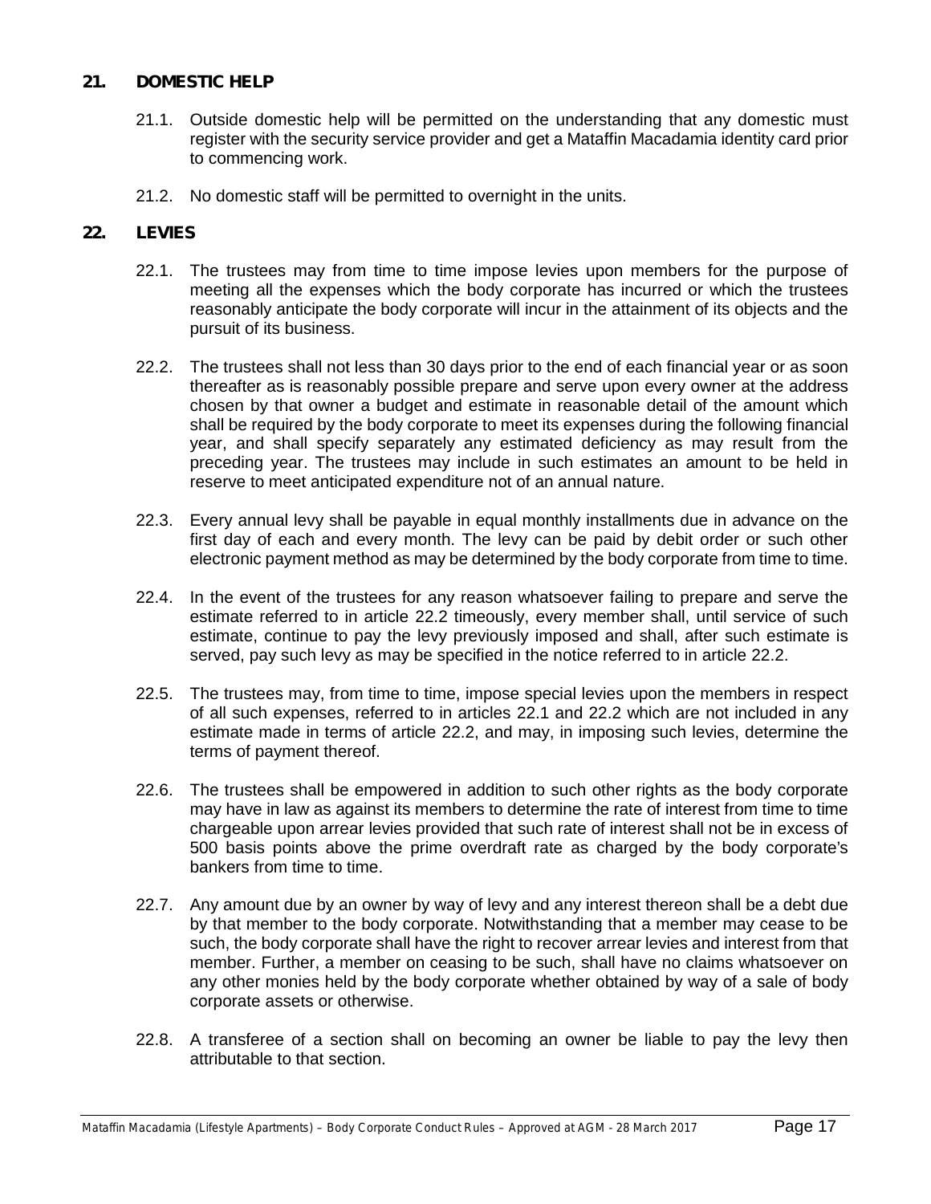## 21. DOMESTIC HELP

21.1. Outside domestic help will be permitted on the understanding that any domestic must register with the security service provider and get a Mataffin Macadamia identity card prior to commencing work.

21.2. No domestic staff will be permitted to overnight in the units.

## 22. LEVIES

22.1. The trustees may from time to time impose levies upon members for the purpose of meeting all the expenses which the body corporate has incurred or which the trustees reasonably anticipate the body corporate will incur in the attainment of its objects and the pursuit of its business.

22.2. The trustees shall not less than 30 days prior to the end of each financial year or as soon thereafter as is reasonably possible prepare and serve upon every owner at the address chosen by that owner a budget and estimate in reasonable detail of the amount which shall be required by the body corporate to meet its expenses during the following financial year, and shall specify separately any estimated deficiency as may result from the preceding year. The trustees may include in such estimates an amount to be held in reserve to meet anticipated expenditure not of an annual nature.

22.3. Every annual levy shall be payable in equal monthly installments due in advance on the first day of each and every month. The levy can be paid by debit order or such other electronic payment method as may be determined by the body corporate from time to time.

22.4. In the event of the trustees for any reason whatsoever failing to prepare and serve the estimate referred to in article 22.2 timeously, every member shall, until service of such estimate, continue to pay the levy previously imposed and shall, after such estimate is served, pay such levy as may be specified in the notice referred to in article 22.2.

22.5. The trustees may, from time to time, impose special levies upon the members in respect of all such expenses, referred to in articles 22.1 and 22.2 which are not included in any estimate made in terms of article 22.2, and may, in imposing such levies, determine the terms of payment thereof.

22.6. The trustees shall be empowered in addition to such other rights as the body corporate may have in law as against its members to determine the rate of interest from time to time chargeable upon arrear levies provided that such rate of interest shall not be in excess of 500 basis points above the prime overdraft rate as charged by the body corporate's bankers from time to time.

22.7. Any amount due by an owner by way of levy and any interest thereon shall be a debt due by that member to the body corporate. Notwithstanding that a member may cease to be such, the body corporate shall have the right to recover arrear levies and interest from that member. Further, a member on ceasing to be such, shall have no claims whatsoever on any other monies held by the body corporate whether obtained by way of a sale of body corporate assets or otherwise.

22.8. A transferee of a section shall on becoming an owner be liable to pay the levy then attributable to that section.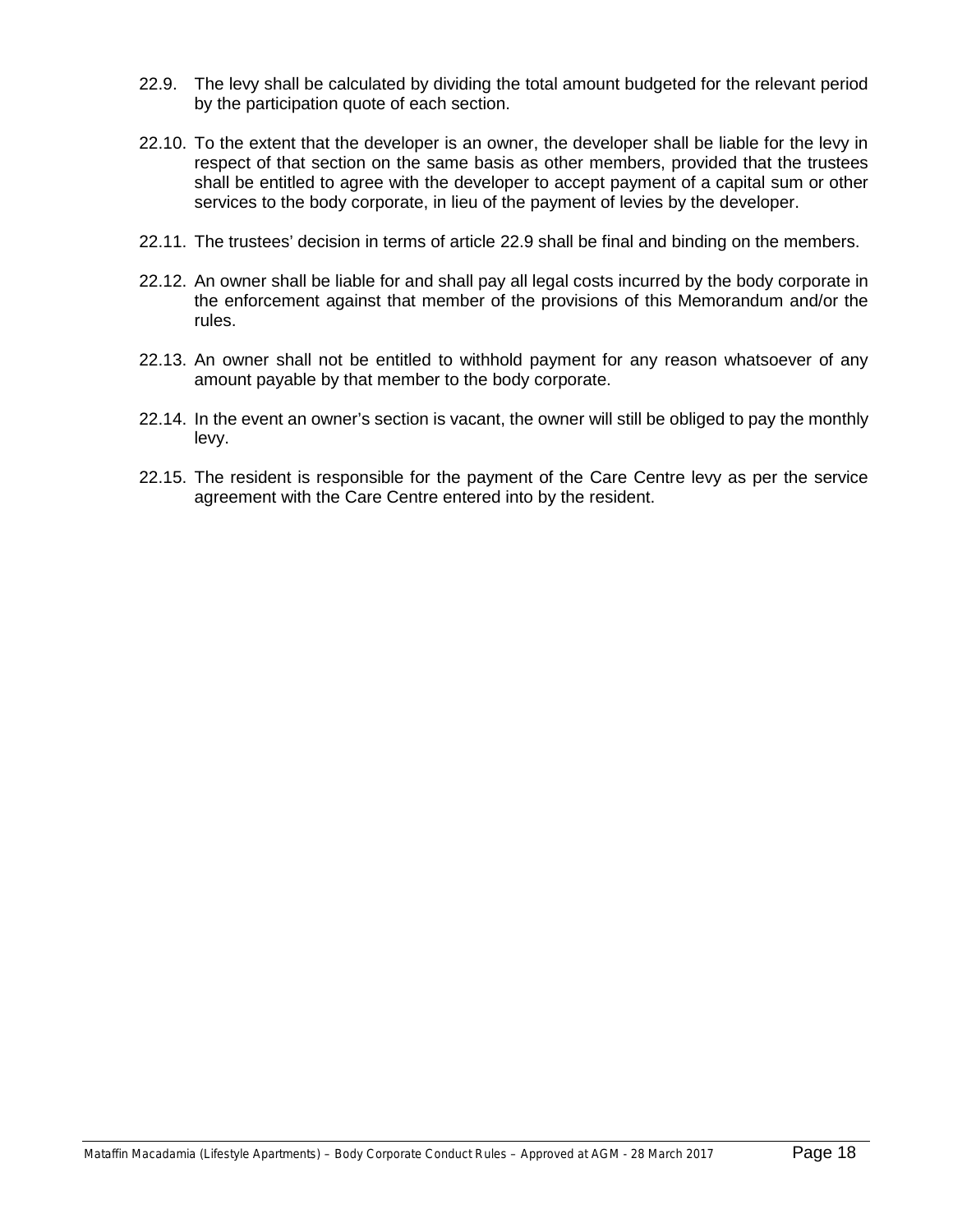22.9. The levy shall be calculated by dividing the total amount budgeted for the relevant period by the participation quote of each section.

22.10. To the extent that the developer is an owner, the developer shall be liable for the levy in respect of that section on the same basis as other members, provided that the trustees shall be entitled to agree with the developer to accept payment of a capital sum or other services to the body corporate, in lieu of the payment of levies by the developer.

22.11. The trustees' decision in terms of article 22.9 shall be final and binding on the members.

22.12. An owner shall be liable for and shall pay all legal costs incurred by the body corporate in the enforcement against that member of the provisions of this Memorandum and/or the rules.

22.13. An owner shall not be entitled to withhold payment for any reason whatsoever of any amount payable by that member to the body corporate.

22.14. In the event an owner's section is vacant, the owner will still be obliged to pay the monthly levy.

22.15. The resident is responsible for the payment of the Care Centre levy as per the service agreement with the Care Centre entered into by the resident.